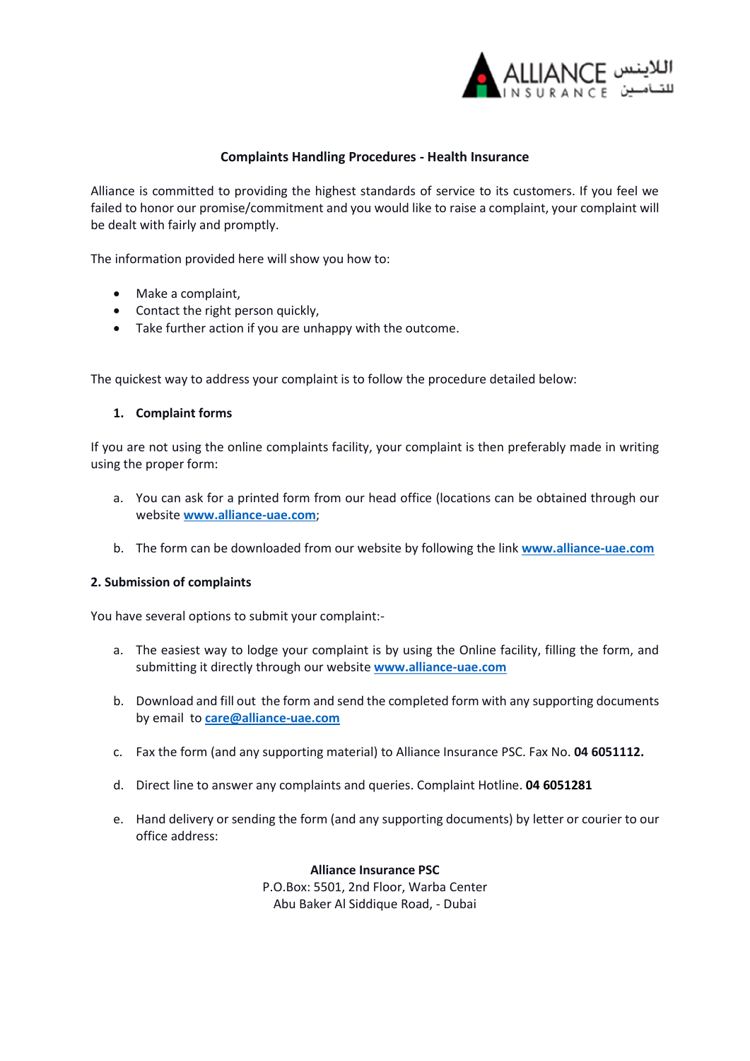# Complaints Handling Procedures - Health Insurance

Alliance is committed to providing the highest standards of service to its customers. If you feel we failed to honor our promise/commitment and you would like to raise a complaint, your complaint will be dealt with fairly and promptly.

The information provided here will show you how to:

- Make a complaint,
- Contact the right person quickly,
- Take further action if you are unhappy with the outcome.

The quickest way to address your complaint is to follow the procedure detailed below:

## 1. Complaint forms

If you are not using the online complaints facility, your complaint is then preferably made in writing using the proper form:

a. You can ask for a printed form from our head office (locations can be obtained through our website **www.alliance-uae.com**;

b. The form can be downloaded from our website by following the link **www.alliance-uae.com**

## 2. Submission of complaints

You have several options to submit your complaint:-

a. The easiest way to lodge your complaint is by using the Online facility, filling the form, and submitting it directly through our website **www.alliance-uae.com**

b. Download and fill out the form and send the completed form with any supporting documents by email to **care@alliance-uae.com**

c. Fax the form (and any supporting material) to Alliance Insurance PSC. Fax No. **04 6051112.**

d. Direct line to answer any complaints and queries. Complaint Hotline. **04 6051281**

e. Hand delivery or sending the form (and any supporting documents) by letter or courier to our office address:

**Alliance Insurance PSC**
P.O.Box: 5501, 2nd Floor, Warba Center
Abu Baker Al Siddique Road, - Dubai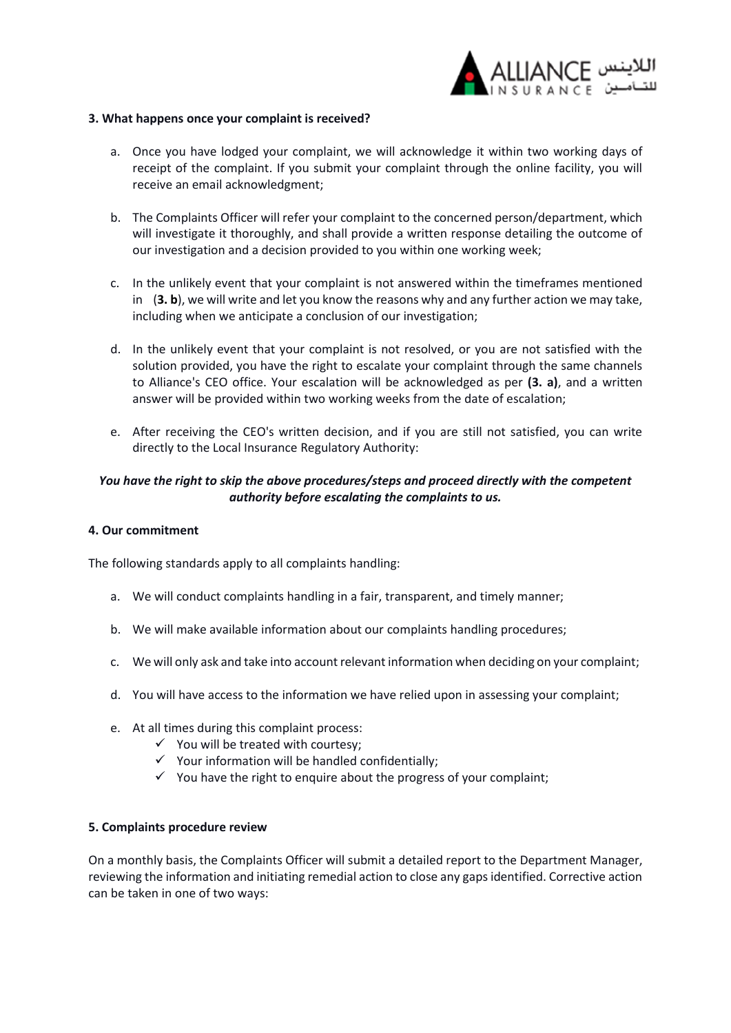### 3. What happens once your complaint is received?

a. Once you have lodged your complaint, we will acknowledge it within two working days of receipt of the complaint. If you submit your complaint through the online facility, you will receive an email acknowledgment;

b. The Complaints Officer will refer your complaint to the concerned person/department, which will investigate it thoroughly, and shall provide a written response detailing the outcome of our investigation and a decision provided to you within one working week;

c. In the unlikely event that your complaint is not answered within the timeframes mentioned in (**3. b**), we will write and let you know the reasons why and any further action we may take, including when we anticipate a conclusion of our investigation;

d. In the unlikely event that your complaint is not resolved, or you are not satisfied with the solution provided, you have the right to escalate your complaint through the same channels to Alliance's CEO office. Your escalation will be acknowledged as per **(3. a)**, and a written answer will be provided within two working weeks from the date of escalation;

e. After receiving the CEO's written decision, and if you are still not satisfied, you can write directly to the Local Insurance Regulatory Authority:

***You have the right to skip the above procedures/steps and proceed directly with the competent authority before escalating the complaints to us.***

### 4. Our commitment

The following standards apply to all complaints handling:

a. We will conduct complaints handling in a fair, transparent, and timely manner;

b. We will make available information about our complaints handling procedures;

c. We will only ask and take into account relevant information when deciding on your complaint;

d. You will have access to the information we have relied upon in assessing your complaint;

e. At all times during this complaint process:
   - ✓ You will be treated with courtesy;
   - ✓ Your information will be handled confidentially;
   - ✓ You have the right to enquire about the progress of your complaint;

### 5. Complaints procedure review

On a monthly basis, the Complaints Officer will submit a detailed report to the Department Manager, reviewing the information and initiating remedial action to close any gaps identified. Corrective action can be taken in one of two ways: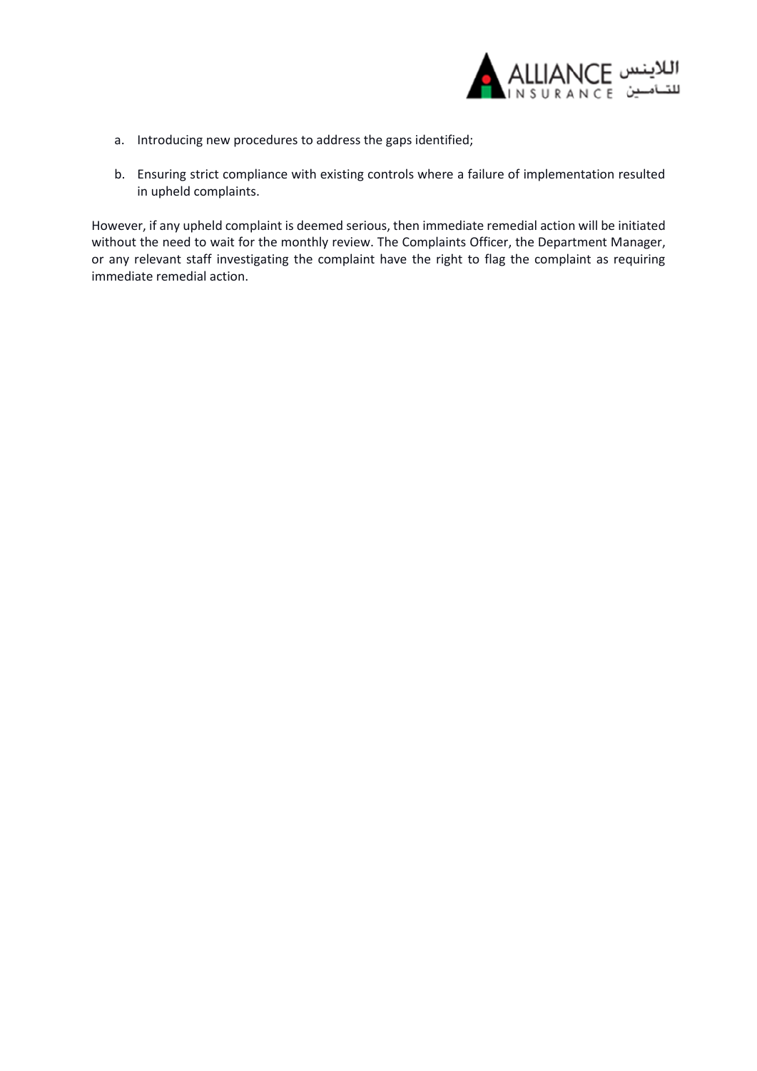a. Introducing new procedures to address the gaps identified;

b. Ensuring strict compliance with existing controls where a failure of implementation resulted in upheld complaints.

However, if any upheld complaint is deemed serious, then immediate remedial action will be initiated without the need to wait for the monthly review. The Complaints Officer, the Department Manager, or any relevant staff investigating the complaint have the right to flag the complaint as requiring immediate remedial action.